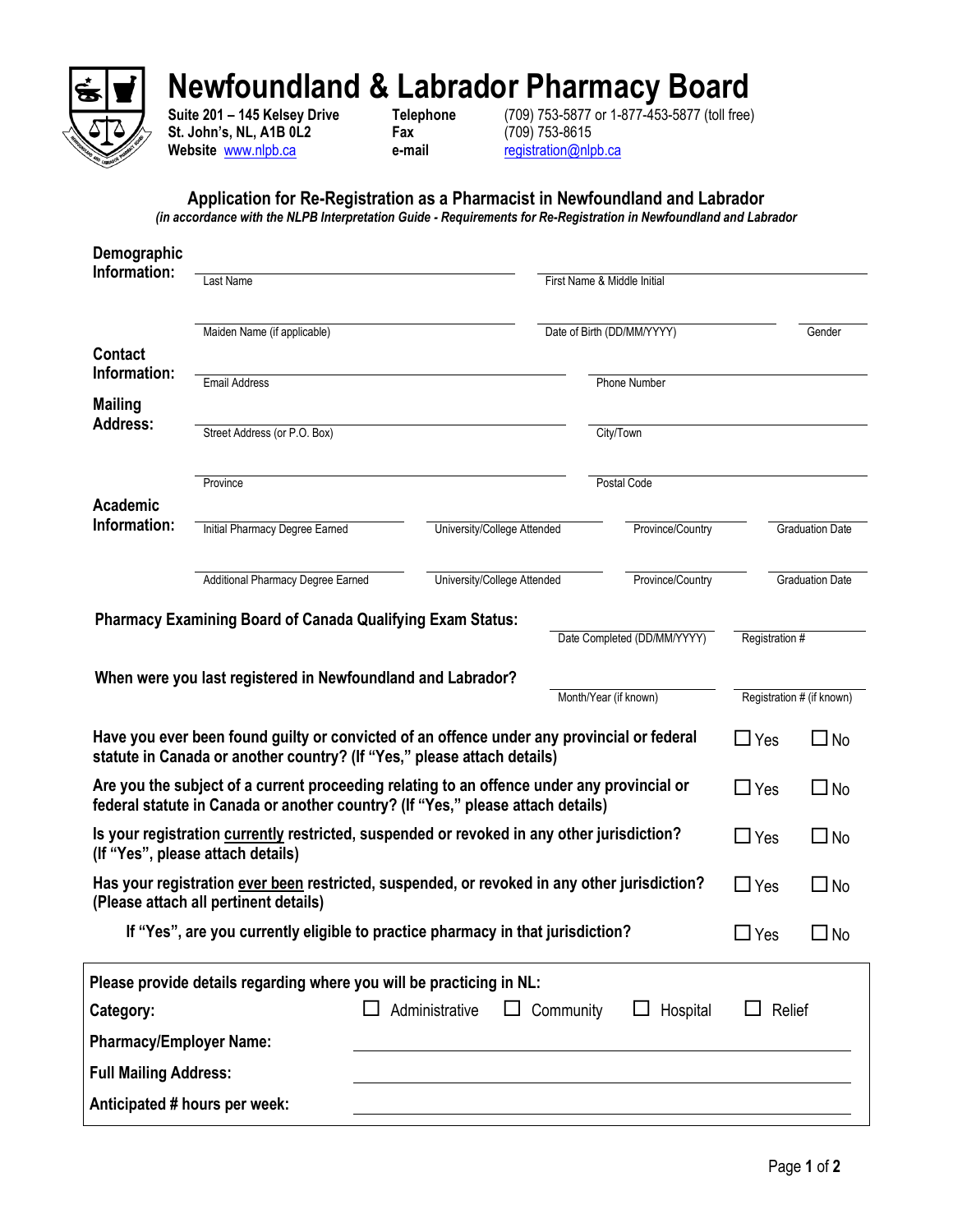# Newfoundland & Labrador Pharmacy Board

Suite 201 – 145 Kelsey Drive
St. John's, NL, A1B 0L2
Website www.nlpb.ca

**Telephone** (709) 753-5877 or 1-877-453-5877 (toll free)
**Fax** (709) 753-8615
**e-mail** registration@nlpb.ca

## Application for Re-Registration as a Pharmacist in Newfoundland and Labrador

*(in accordance with the NLPB Interpretation Guide - Requirements for Re-Registration in Newfoundland and Labrador*

**Demographic Information:**

Last Name ____________________ First Name & Middle Initial ____________________

Maiden Name (if applicable) ____________________ Date of Birth (DD/MM/YYYY) ____________________ Gender ________

**Contact Information:**

Email Address ____________________ Phone Number ____________________

**Mailing Address:**

Street Address (or P.O. Box) ____________________ City/Town ____________________

Province ____________________ Postal Code ____________________

**Academic Information:**

| Initial Pharmacy Degree Earned | University/College Attended | Province/Country | Graduation Date |
|---|---|---|---|
| Additional Pharmacy Degree Earned | University/College Attended | Province/Country | Graduation Date |

**Pharmacy Examining Board of Canada Qualifying Exam Status:** Date Completed (DD/MM/YYYY) ________ Registration # ________

**When were you last registered in Newfoundland and Labrador?** Month/Year (if known) ________ Registration # (if known) ________

**Have you ever been found guilty or convicted of an offence under any provincial or federal statute in Canada or another country? (If "Yes," please attach details)** ☐ Yes ☐ No

**Are you the subject of a current proceeding relating to an offence under any provincial or federal statute in Canada or another country? (If "Yes," please attach details)** ☐ Yes ☐ No

**Is your registration currently restricted, suspended or revoked in any other jurisdiction? (If "Yes", please attach details)** ☐ Yes ☐ No

**Has your registration ever been restricted, suspended, or revoked in any other jurisdiction? (Please attach all pertinent details)** ☐ Yes ☐ No

**If "Yes", are you currently eligible to practice pharmacy in that jurisdiction?** ☐ Yes ☐ No

**Please provide details regarding where you will be practicing in NL:**

**Category:** ☐ Administrative ☐ Community ☐ Hospital ☐ Relief

**Pharmacy/Employer Name:** ____________________

**Full Mailing Address:** ____________________

**Anticipated # hours per week:** ____________________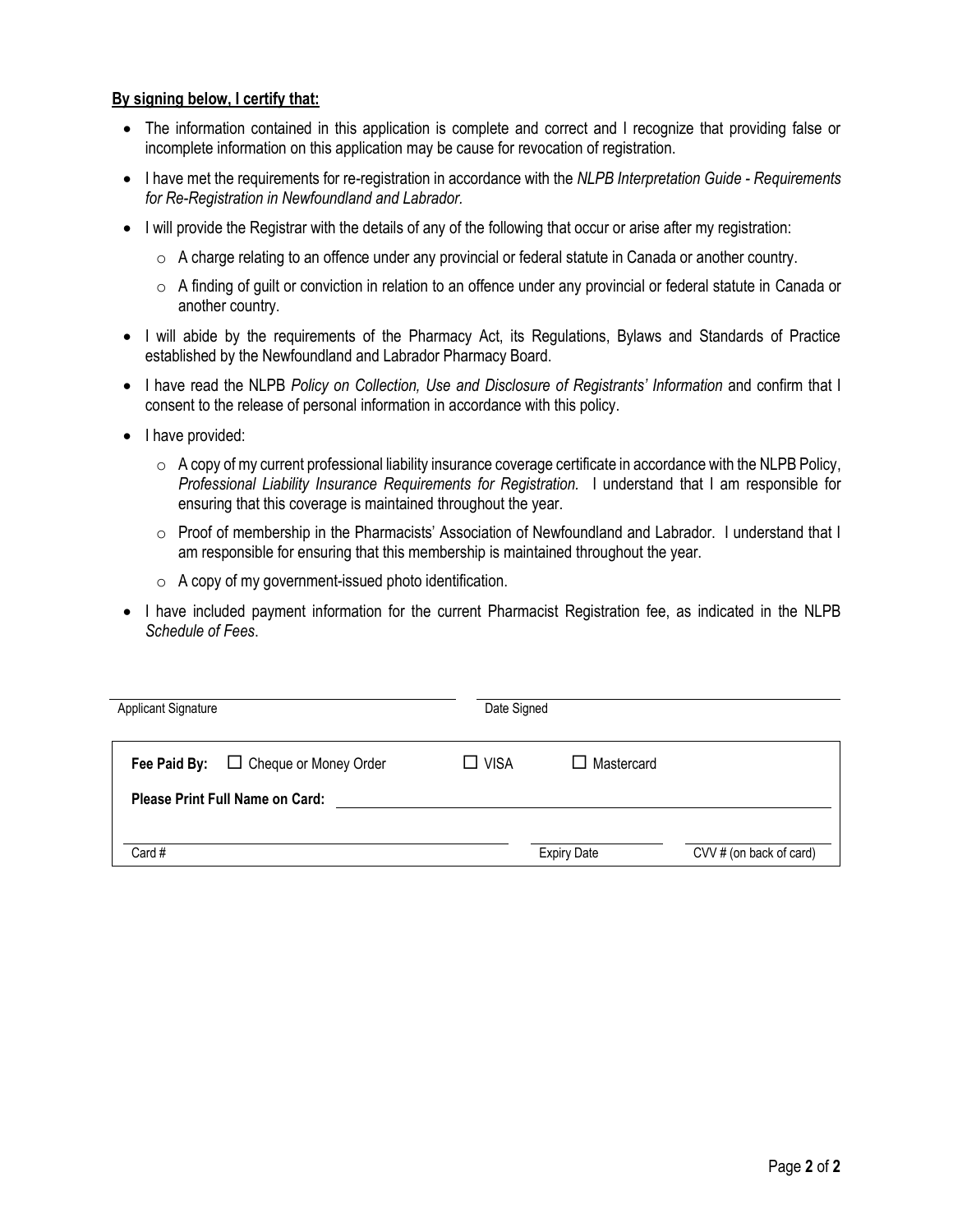**By signing below, I certify that:**

- The information contained in this application is complete and correct and I recognize that providing false or incomplete information on this application may be cause for revocation of registration.
- I have met the requirements for re-registration in accordance with the *NLPB Interpretation Guide - Requirements for Re-Registration in Newfoundland and Labrador.*
- I will provide the Registrar with the details of any of the following that occur or arise after my registration:
  - A charge relating to an offence under any provincial or federal statute in Canada or another country.
  - A finding of guilt or conviction in relation to an offence under any provincial or federal statute in Canada or another country.
- I will abide by the requirements of the Pharmacy Act, its Regulations, Bylaws and Standards of Practice established by the Newfoundland and Labrador Pharmacy Board.
- I have read the NLPB *Policy on Collection, Use and Disclosure of Registrants' Information* and confirm that I consent to the release of personal information in accordance with this policy.
- I have provided:
  - A copy of my current professional liability insurance coverage certificate in accordance with the NLPB Policy, *Professional Liability Insurance Requirements for Registration.* I understand that I am responsible for ensuring that this coverage is maintained throughout the year.
  - Proof of membership in the Pharmacists' Association of Newfoundland and Labrador. I understand that I am responsible for ensuring that this membership is maintained throughout the year.
  - A copy of my government-issued photo identification.
- I have included payment information for the current Pharmacist Registration fee, as indicated in the NLPB *Schedule of Fees*.

\_\_\_\_\_\_\_\_\_\_\_\_\_\_\_\_\_\_\_\_\_\_\_\_\_\_\_\_\_\_ \_\_\_\_\_\_\_\_\_\_\_\_\_\_\_\_\_\_\_\_\_\_\_\_\_\_\_\_\_\_

Applicant Signature Date Signed

**Fee Paid By:** ☐ Cheque or Money Order ☐ VISA ☐ Mastercard

**Please Print Full Name on Card:** \_\_\_\_\_\_\_\_\_\_\_\_\_\_\_\_\_\_\_\_\_\_\_\_\_\_\_\_\_\_

\_\_\_\_\_\_\_\_\_\_\_\_\_\_\_\_\_\_\_\_ \_\_\_\_\_\_\_\_\_\_ \_\_\_\_\_\_\_\_\_\_

Card # Expiry Date CVV # (on back of card)